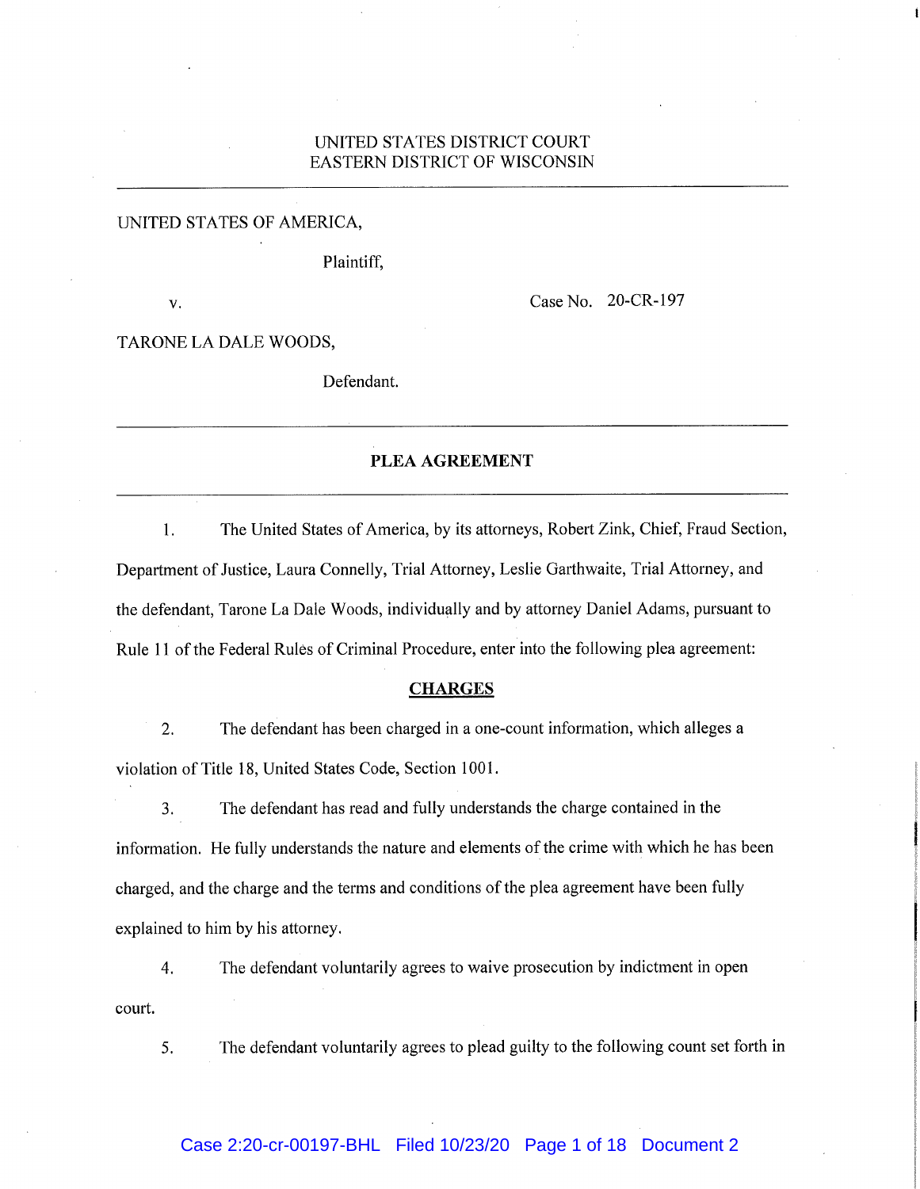UNITED STATES DISTRICT COURT
EASTERN DISTRICT OF WISCONSIN

---

UNITED STATES OF AMERICA,

Plaintiff,

v. Case No. 20-CR-197

TARONE LA DALE WOODS,

Defendant.

---

## PLEA AGREEMENT

---

1. The United States of America, by its attorneys, Robert Zink, Chief, Fraud Section, Department of Justice, Laura Connelly, Trial Attorney, Leslie Garthwaite, Trial Attorney, and the defendant, Tarone La Dale Woods, individually and by attorney Daniel Adams, pursuant to Rule 11 of the Federal Rules of Criminal Procedure, enter into the following plea agreement:

### CHARGES

2. The defendant has been charged in a one-count information, which alleges a violation of Title 18, United States Code, Section 1001.

3. The defendant has read and fully understands the charge contained in the information. He fully understands the nature and elements of the crime with which he has been charged, and the charge and the terms and conditions of the plea agreement have been fully explained to him by his attorney.

4. The defendant voluntarily agrees to waive prosecution by indictment in open court.

5. The defendant voluntarily agrees to plead guilty to the following count set forth in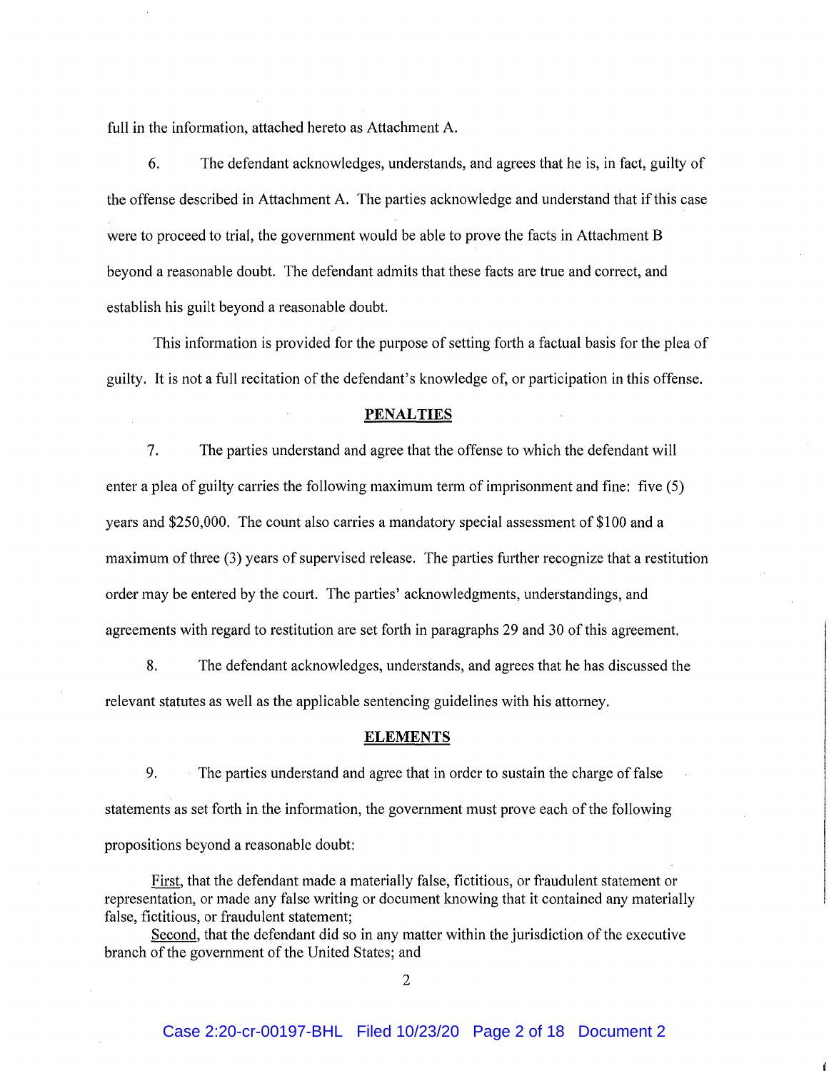full in the information, attached hereto as Attachment A.

6. The defendant acknowledges, understands, and agrees that he is, in fact, guilty of the offense described in Attachment A. The parties acknowledge and understand that if this case were to proceed to trial, the government would be able to prove the facts in Attachment B beyond a reasonable doubt. The defendant admits that these facts are true and correct, and establish his guilt beyond a reasonable doubt.

This information is provided for the purpose of setting forth a factual basis for the plea of guilty. It is not a full recitation of the defendant's knowledge of, or participation in this offense.

## PENALTIES

7. The parties understand and agree that the offense to which the defendant will enter a plea of guilty carries the following maximum term of imprisonment and fine: five (5) years and $250,000. The count also carries a mandatory special assessment of $100 and a maximum of three (3) years of supervised release. The parties further recognize that a restitution order may be entered by the court. The parties' acknowledgments, understandings, and agreements with regard to restitution are set forth in paragraphs 29 and 30 of this agreement.

8. The defendant acknowledges, understands, and agrees that he has discussed the relevant statutes as well as the applicable sentencing guidelines with his attorney.

## ELEMENTS

9. The parties understand and agree that in order to sustain the charge of false statements as set forth in the information, the government must prove each of the following propositions beyond a reasonable doubt:

First, that the defendant made a materially false, fictitious, or fraudulent statement or representation, or made any false writing or document knowing that it contained any materially false, fictitious, or fraudulent statement;

Second, that the defendant did so in any matter within the jurisdiction of the executive branch of the government of the United States; and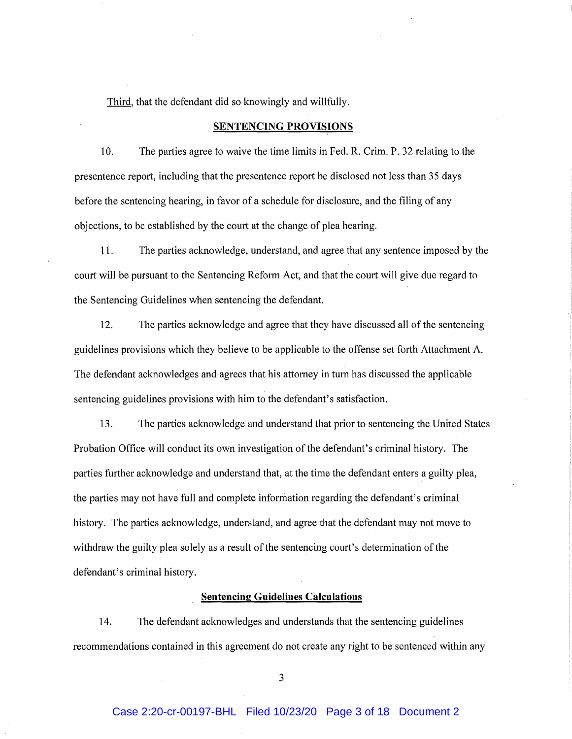Third, that the defendant did so knowingly and willfully.

## SENTENCING PROVISIONS

10. The parties agree to waive the time limits in Fed. R. Crim. P. 32 relating to the presentence report, including that the presentence report be disclosed not less than 35 days before the sentencing hearing, in favor of a schedule for disclosure, and the filing of any objections, to be established by the court at the change of plea hearing.

11. The parties acknowledge, understand, and agree that any sentence imposed by the court will be pursuant to the Sentencing Reform Act, and that the court will give due regard to the Sentencing Guidelines when sentencing the defendant.

12. The parties acknowledge and agree that they have discussed all of the sentencing guidelines provisions which they believe to be applicable to the offense set forth Attachment A. The defendant acknowledges and agrees that his attorney in turn has discussed the applicable sentencing guidelines provisions with him to the defendant's satisfaction.

13. The parties acknowledge and understand that prior to sentencing the United States Probation Office will conduct its own investigation of the defendant's criminal history. The parties further acknowledge and understand that, at the time the defendant enters a guilty plea, the parties may not have full and complete information regarding the defendant's criminal history. The parties acknowledge, understand, and agree that the defendant may not move to withdraw the guilty plea solely as a result of the sentencing court's determination of the defendant's criminal history.

### Sentencing Guidelines Calculations

14. The defendant acknowledges and understands that the sentencing guidelines recommendations contained in this agreement do not create any right to be sentenced within any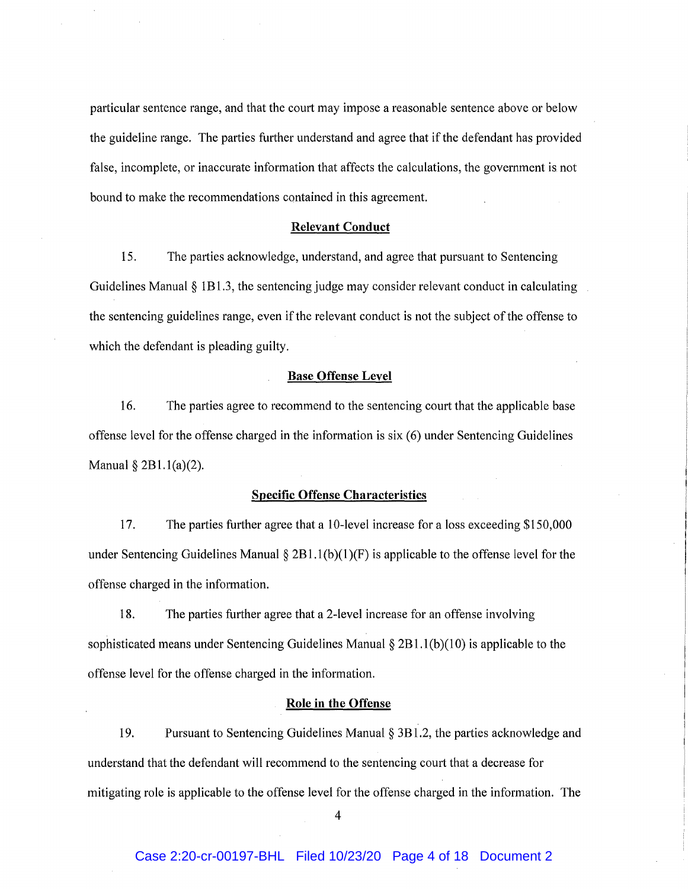particular sentence range, and that the court may impose a reasonable sentence above or below the guideline range. The parties further understand and agree that if the defendant has provided false, incomplete, or inaccurate information that affects the calculations, the government is not bound to make the recommendations contained in this agreement.

**Relevant Conduct**

15. The parties acknowledge, understand, and agree that pursuant to Sentencing Guidelines Manual § 1B1.3, the sentencing judge may consider relevant conduct in calculating the sentencing guidelines range, even if the relevant conduct is not the subject of the offense to which the defendant is pleading guilty.

**Base Offense Level**

16. The parties agree to recommend to the sentencing court that the applicable base offense level for the offense charged in the information is six (6) under Sentencing Guidelines Manual § 2B1.1(a)(2).

**Specific Offense Characteristics**

17. The parties further agree that a 10-level increase for a loss exceeding $150,000 under Sentencing Guidelines Manual § 2B1.1(b)(1)(F) is applicable to the offense level for the offense charged in the information.

18. The parties further agree that a 2-level increase for an offense involving sophisticated means under Sentencing Guidelines Manual § 2B1.1(b)(10) is applicable to the offense level for the offense charged in the information.

**Role in the Offense**

19. Pursuant to Sentencing Guidelines Manual § 3B1.2, the parties acknowledge and understand that the defendant will recommend to the sentencing court that a decrease for mitigating role is applicable to the offense level for the offense charged in the information. The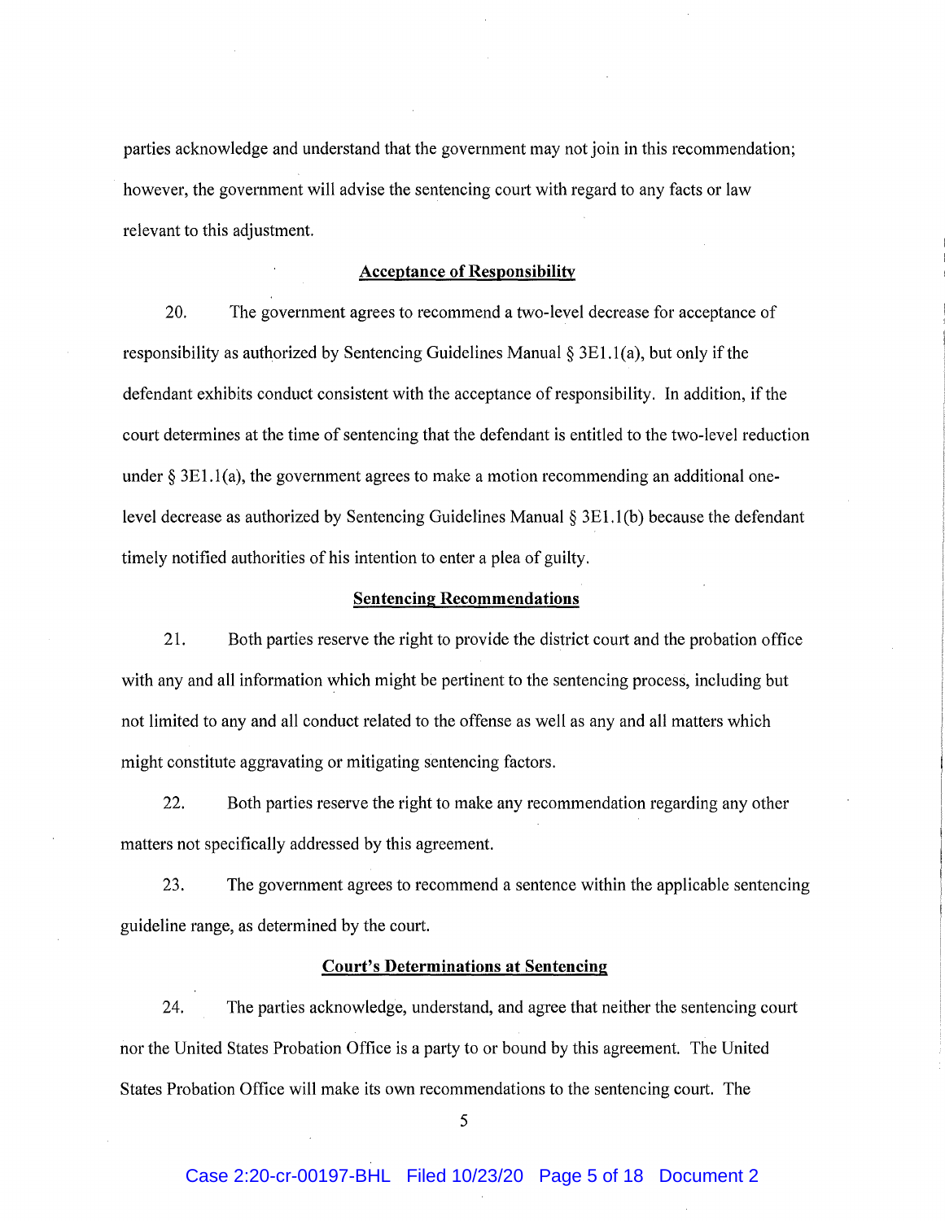parties acknowledge and understand that the government may not join in this recommendation; however, the government will advise the sentencing court with regard to any facts or law relevant to this adjustment.

**Acceptance of Responsibility**

20. The government agrees to recommend a two-level decrease for acceptance of responsibility as authorized by Sentencing Guidelines Manual § 3E1.1(a), but only if the defendant exhibits conduct consistent with the acceptance of responsibility. In addition, if the court determines at the time of sentencing that the defendant is entitled to the two-level reduction under § 3E1.1(a), the government agrees to make a motion recommending an additional one-level decrease as authorized by Sentencing Guidelines Manual § 3E1.1(b) because the defendant timely notified authorities of his intention to enter a plea of guilty.

**Sentencing Recommendations**

21. Both parties reserve the right to provide the district court and the probation office with any and all information which might be pertinent to the sentencing process, including but not limited to any and all conduct related to the offense as well as any and all matters which might constitute aggravating or mitigating sentencing factors.

22. Both parties reserve the right to make any recommendation regarding any other matters not specifically addressed by this agreement.

23. The government agrees to recommend a sentence within the applicable sentencing guideline range, as determined by the court.

**Court's Determinations at Sentencing**

24. The parties acknowledge, understand, and agree that neither the sentencing court nor the United States Probation Office is a party to or bound by this agreement. The United States Probation Office will make its own recommendations to the sentencing court. The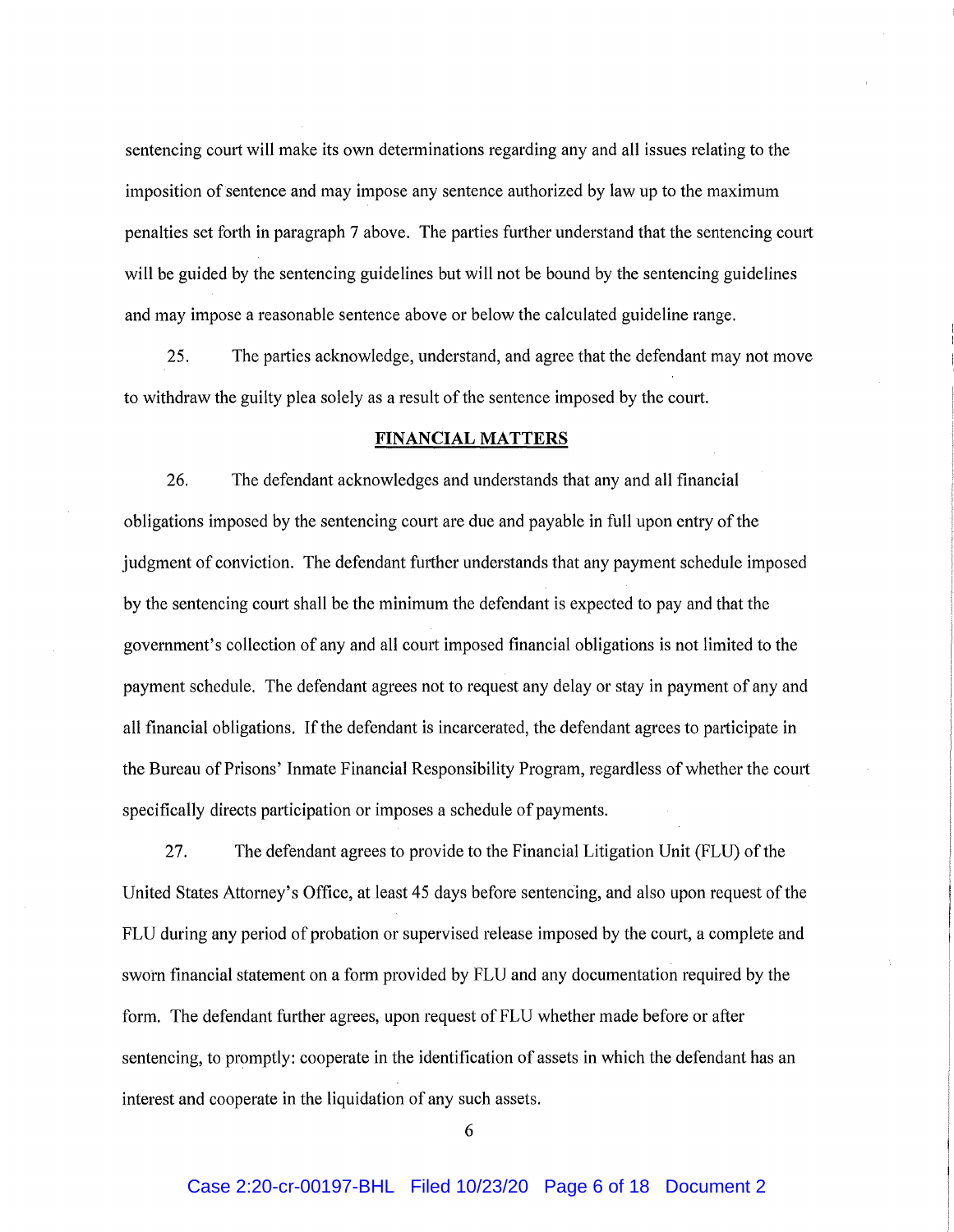sentencing court will make its own determinations regarding any and all issues relating to the imposition of sentence and may impose any sentence authorized by law up to the maximum penalties set forth in paragraph 7 above. The parties further understand that the sentencing court will be guided by the sentencing guidelines but will not be bound by the sentencing guidelines and may impose a reasonable sentence above or below the calculated guideline range.

25. The parties acknowledge, understand, and agree that the defendant may not move to withdraw the guilty plea solely as a result of the sentence imposed by the court.

**FINANCIAL MATTERS**

26. The defendant acknowledges and understands that any and all financial obligations imposed by the sentencing court are due and payable in full upon entry of the judgment of conviction. The defendant further understands that any payment schedule imposed by the sentencing court shall be the minimum the defendant is expected to pay and that the government's collection of any and all court imposed financial obligations is not limited to the payment schedule. The defendant agrees not to request any delay or stay in payment of any and all financial obligations. If the defendant is incarcerated, the defendant agrees to participate in the Bureau of Prisons' Inmate Financial Responsibility Program, regardless of whether the court specifically directs participation or imposes a schedule of payments.

27. The defendant agrees to provide to the Financial Litigation Unit (FLU) of the United States Attorney's Office, at least 45 days before sentencing, and also upon request of the FLU during any period of probation or supervised release imposed by the court, a complete and sworn financial statement on a form provided by FLU and any documentation required by the form. The defendant further agrees, upon request of FLU whether made before or after sentencing, to promptly: cooperate in the identification of assets in which the defendant has an interest and cooperate in the liquidation of any such assets.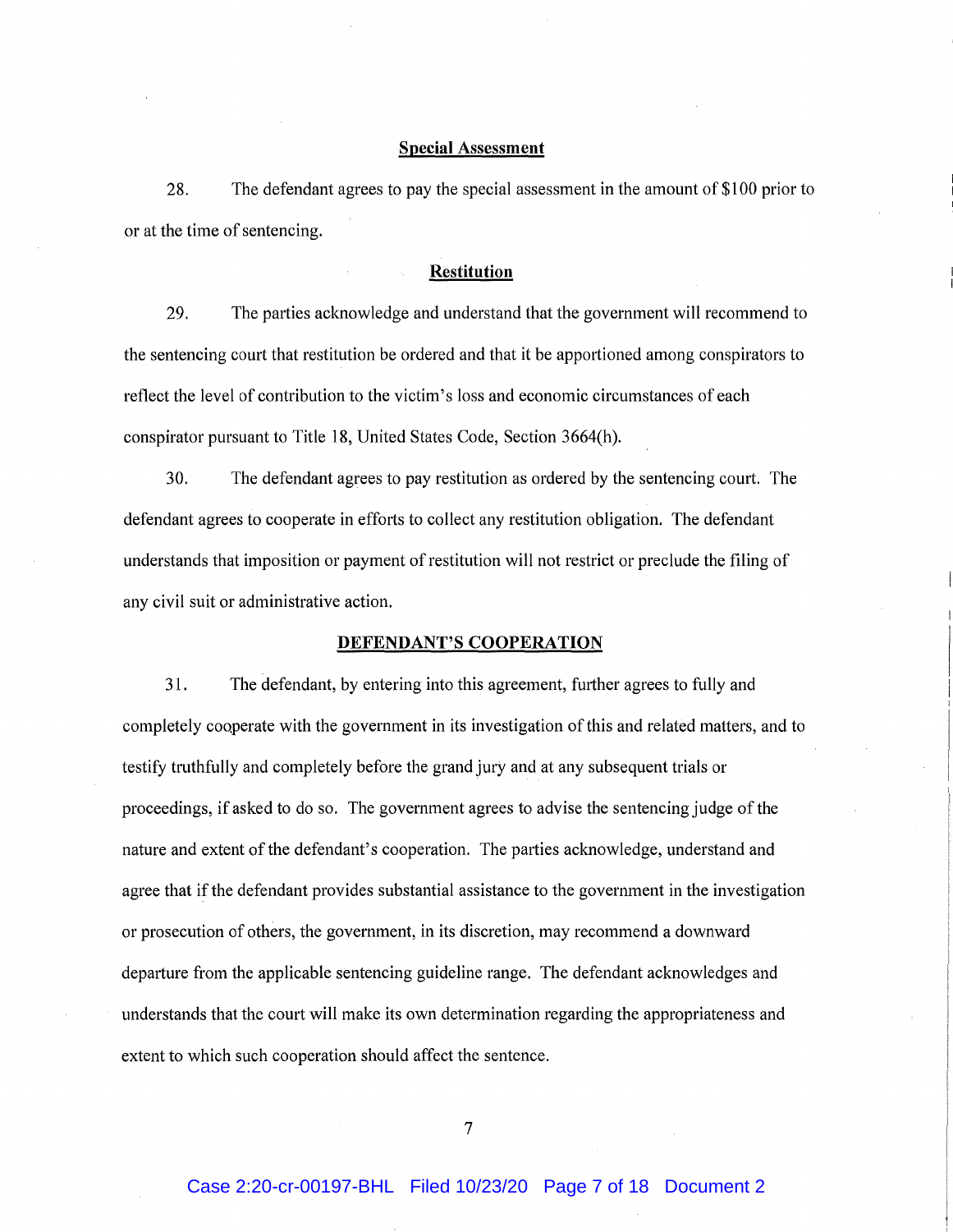**Special Assessment**

28. The defendant agrees to pay the special assessment in the amount of $100 prior to or at the time of sentencing.

**Restitution**

29. The parties acknowledge and understand that the government will recommend to the sentencing court that restitution be ordered and that it be apportioned among conspirators to reflect the level of contribution to the victim's loss and economic circumstances of each conspirator pursuant to Title 18, United States Code, Section 3664(h).

30. The defendant agrees to pay restitution as ordered by the sentencing court. The defendant agrees to cooperate in efforts to collect any restitution obligation. The defendant understands that imposition or payment of restitution will not restrict or preclude the filing of any civil suit or administrative action.

**DEFENDANT'S COOPERATION**

31. The defendant, by entering into this agreement, further agrees to fully and completely cooperate with the government in its investigation of this and related matters, and to testify truthfully and completely before the grand jury and at any subsequent trials or proceedings, if asked to do so. The government agrees to advise the sentencing judge of the nature and extent of the defendant's cooperation. The parties acknowledge, understand and agree that if the defendant provides substantial assistance to the government in the investigation or prosecution of others, the government, in its discretion, may recommend a downward departure from the applicable sentencing guideline range. The defendant acknowledges and understands that the court will make its own determination regarding the appropriateness and extent to which such cooperation should affect the sentence.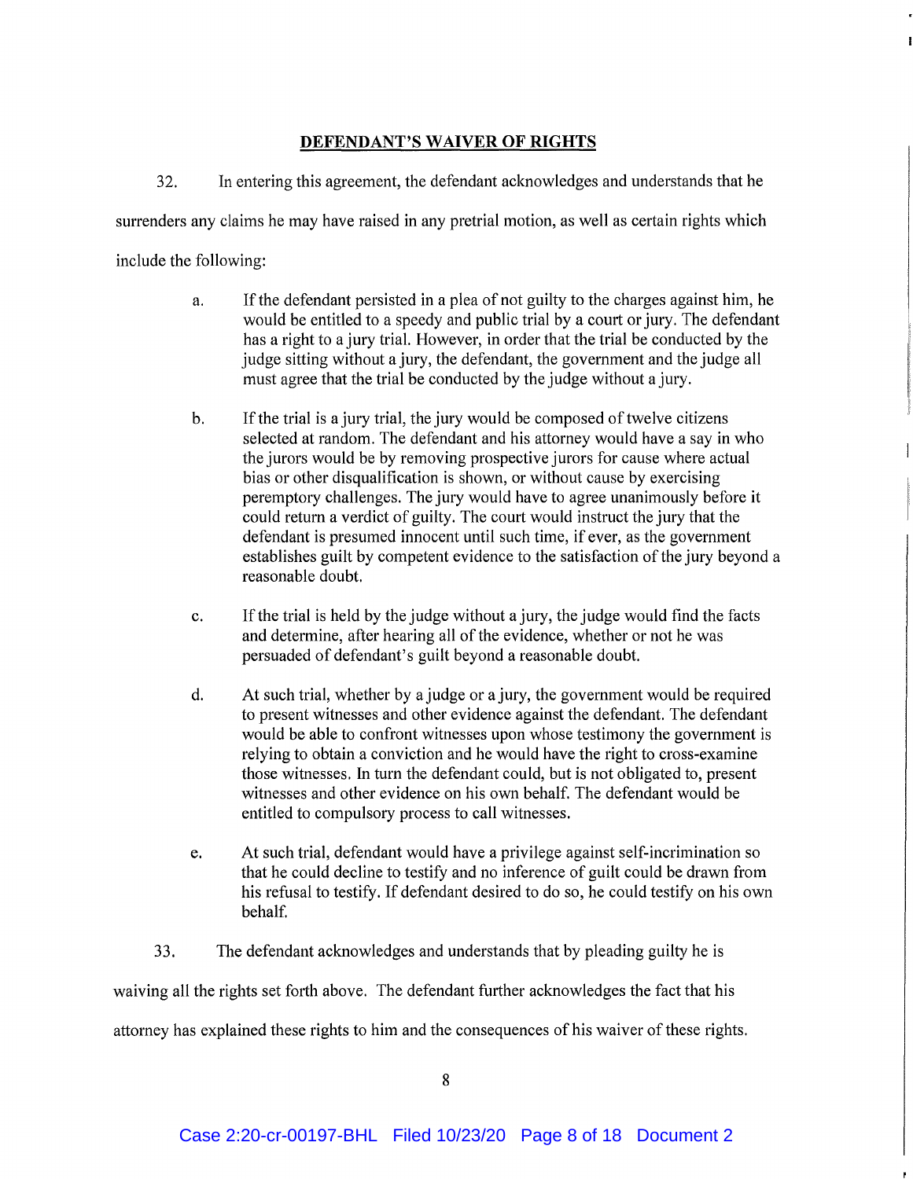## DEFENDANT'S WAIVER OF RIGHTS

32. In entering this agreement, the defendant acknowledges and understands that he surrenders any claims he may have raised in any pretrial motion, as well as certain rights which include the following:

a. If the defendant persisted in a plea of not guilty to the charges against him, he would be entitled to a speedy and public trial by a court or jury. The defendant has a right to a jury trial. However, in order that the trial be conducted by the judge sitting without a jury, the defendant, the government and the judge all must agree that the trial be conducted by the judge without a jury.

b. If the trial is a jury trial, the jury would be composed of twelve citizens selected at random. The defendant and his attorney would have a say in who the jurors would be by removing prospective jurors for cause where actual bias or other disqualification is shown, or without cause by exercising peremptory challenges. The jury would have to agree unanimously before it could return a verdict of guilty. The court would instruct the jury that the defendant is presumed innocent until such time, if ever, as the government establishes guilt by competent evidence to the satisfaction of the jury beyond a reasonable doubt.

c. If the trial is held by the judge without a jury, the judge would find the facts and determine, after hearing all of the evidence, whether or not he was persuaded of defendant's guilt beyond a reasonable doubt.

d. At such trial, whether by a judge or a jury, the government would be required to present witnesses and other evidence against the defendant. The defendant would be able to confront witnesses upon whose testimony the government is relying to obtain a conviction and he would have the right to cross-examine those witnesses. In turn the defendant could, but is not obligated to, present witnesses and other evidence on his own behalf. The defendant would be entitled to compulsory process to call witnesses.

e. At such trial, defendant would have a privilege against self-incrimination so that he could decline to testify and no inference of guilt could be drawn from his refusal to testify. If defendant desired to do so, he could testify on his own behalf.

33. The defendant acknowledges and understands that by pleading guilty he is waiving all the rights set forth above. The defendant further acknowledges the fact that his attorney has explained these rights to him and the consequences of his waiver of these rights.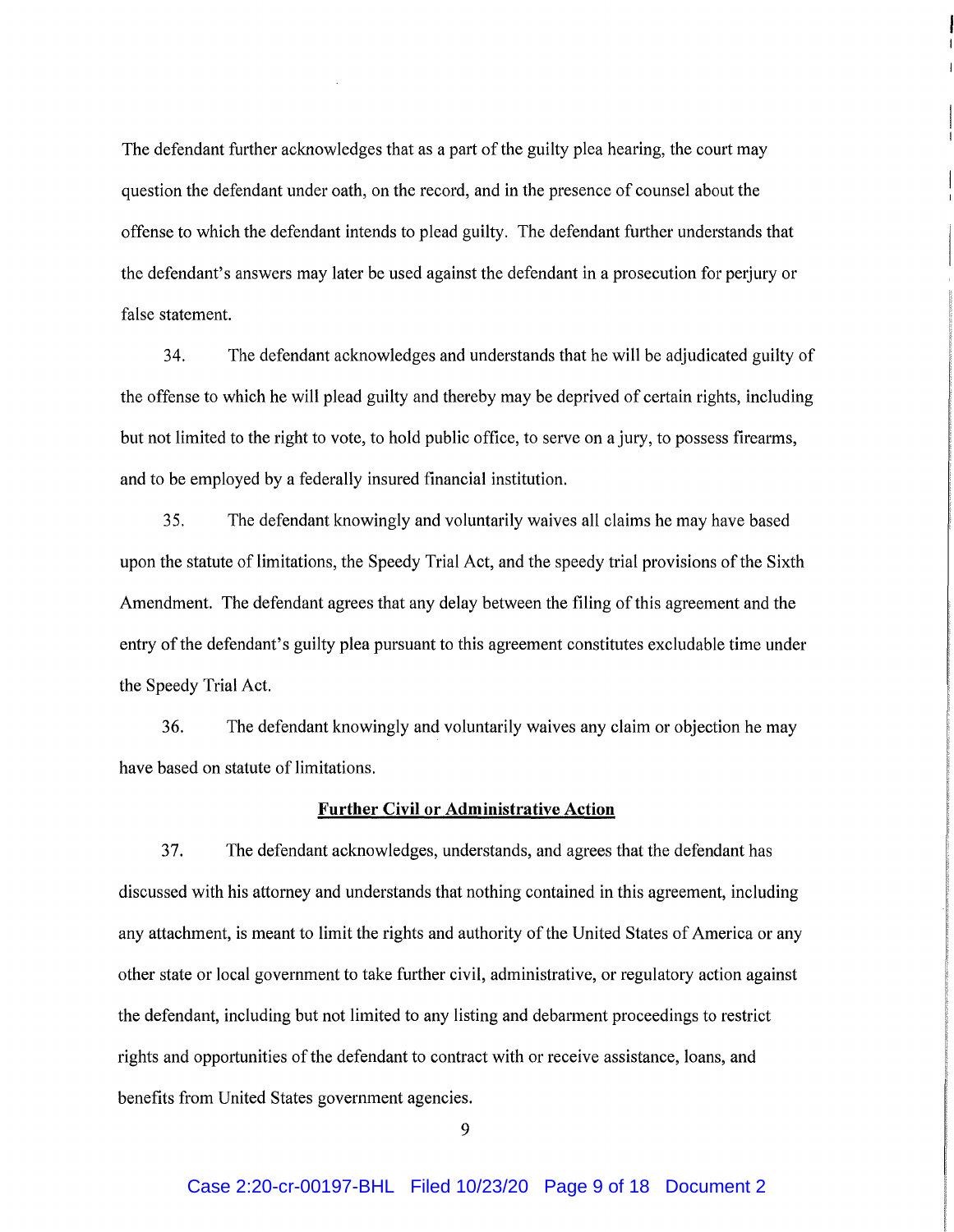The defendant further acknowledges that as a part of the guilty plea hearing, the court may question the defendant under oath, on the record, and in the presence of counsel about the offense to which the defendant intends to plead guilty. The defendant further understands that the defendant's answers may later be used against the defendant in a prosecution for perjury or false statement.

34. The defendant acknowledges and understands that he will be adjudicated guilty of the offense to which he will plead guilty and thereby may be deprived of certain rights, including but not limited to the right to vote, to hold public office, to serve on a jury, to possess firearms, and to be employed by a federally insured financial institution.

35. The defendant knowingly and voluntarily waives all claims he may have based upon the statute of limitations, the Speedy Trial Act, and the speedy trial provisions of the Sixth Amendment. The defendant agrees that any delay between the filing of this agreement and the entry of the defendant's guilty plea pursuant to this agreement constitutes excludable time under the Speedy Trial Act.

36. The defendant knowingly and voluntarily waives any claim or objection he may have based on statute of limitations.

**Further Civil or Administrative Action**

37. The defendant acknowledges, understands, and agrees that the defendant has discussed with his attorney and understands that nothing contained in this agreement, including any attachment, is meant to limit the rights and authority of the United States of America or any other state or local government to take further civil, administrative, or regulatory action against the defendant, including but not limited to any listing and debarment proceedings to restrict rights and opportunities of the defendant to contract with or receive assistance, loans, and benefits from United States government agencies.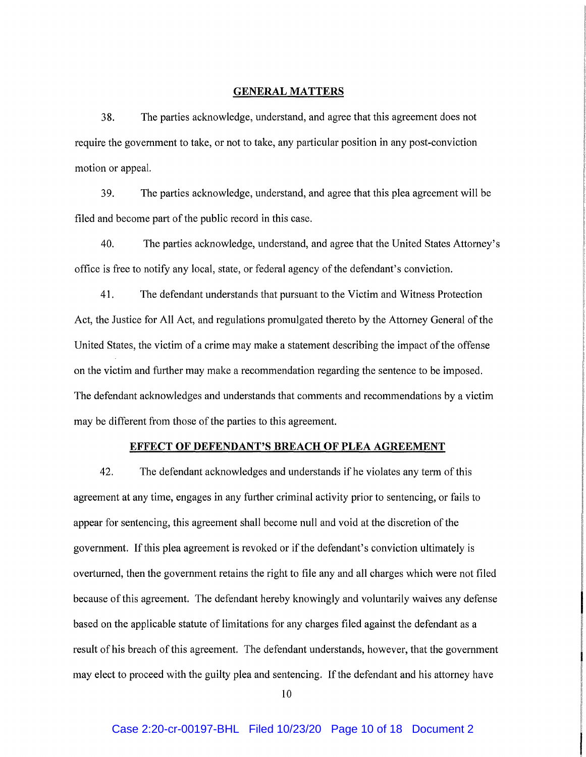## GENERAL MATTERS

38. The parties acknowledge, understand, and agree that this agreement does not require the government to take, or not to take, any particular position in any post-conviction motion or appeal.

39. The parties acknowledge, understand, and agree that this plea agreement will be filed and become part of the public record in this case.

40. The parties acknowledge, understand, and agree that the United States Attorney's office is free to notify any local, state, or federal agency of the defendant's conviction.

41. The defendant understands that pursuant to the Victim and Witness Protection Act, the Justice for All Act, and regulations promulgated thereto by the Attorney General of the United States, the victim of a crime may make a statement describing the impact of the offense on the victim and further may make a recommendation regarding the sentence to be imposed. The defendant acknowledges and understands that comments and recommendations by a victim may be different from those of the parties to this agreement.

## EFFECT OF DEFENDANT'S BREACH OF PLEA AGREEMENT

42. The defendant acknowledges and understands if he violates any term of this agreement at any time, engages in any further criminal activity prior to sentencing, or fails to appear for sentencing, this agreement shall become null and void at the discretion of the government. If this plea agreement is revoked or if the defendant's conviction ultimately is overturned, then the government retains the right to file any and all charges which were not filed because of this agreement. The defendant hereby knowingly and voluntarily waives any defense based on the applicable statute of limitations for any charges filed against the defendant as a result of his breach of this agreement. The defendant understands, however, that the government may elect to proceed with the guilty plea and sentencing. If the defendant and his attorney have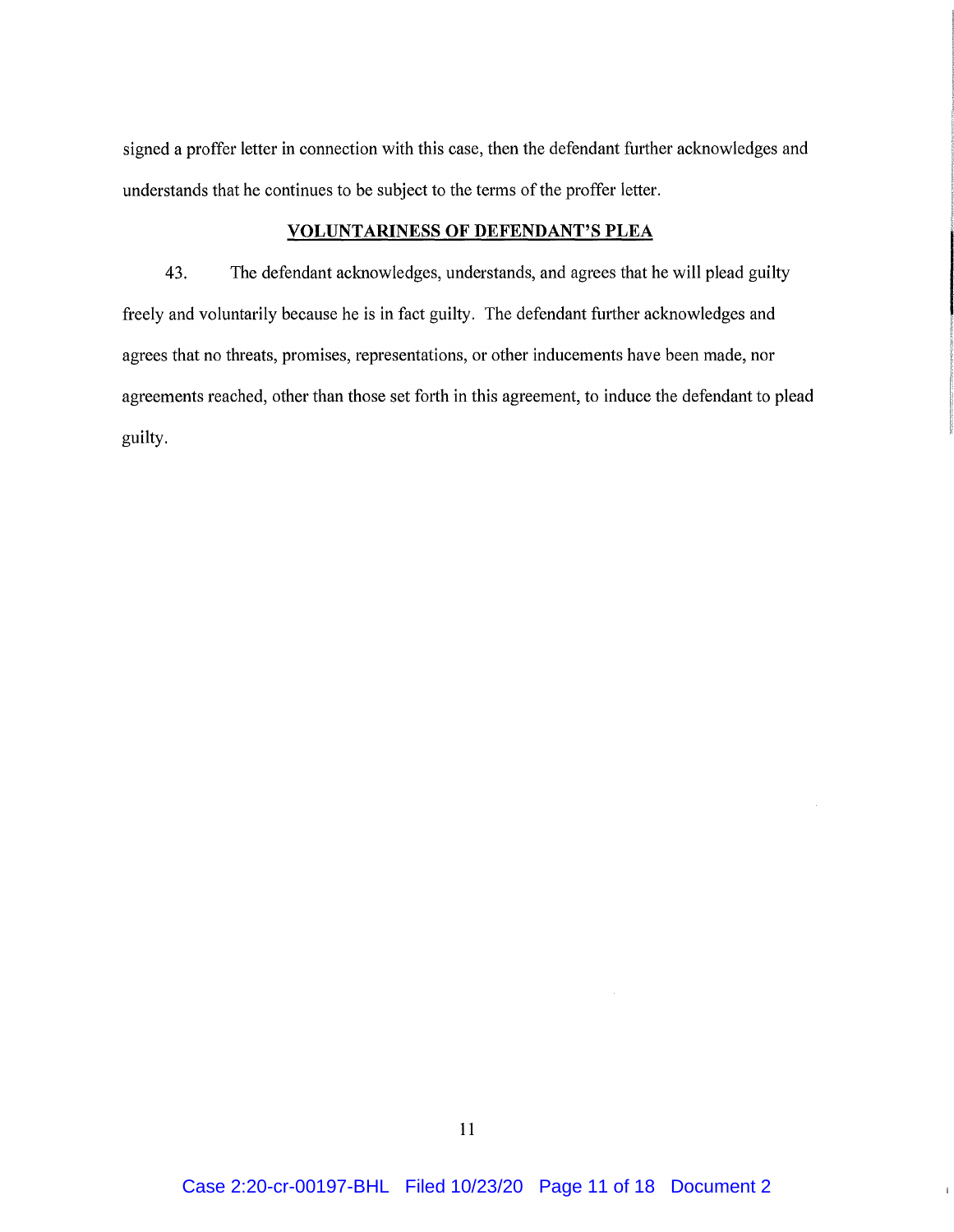signed a proffer letter in connection with this case, then the defendant further acknowledges and understands that he continues to be subject to the terms of the proffer letter.

## VOLUNTARINESS OF DEFENDANT'S PLEA

43. The defendant acknowledges, understands, and agrees that he will plead guilty freely and voluntarily because he is in fact guilty. The defendant further acknowledges and agrees that no threats, promises, representations, or other inducements have been made, nor agreements reached, other than those set forth in this agreement, to induce the defendant to plead guilty.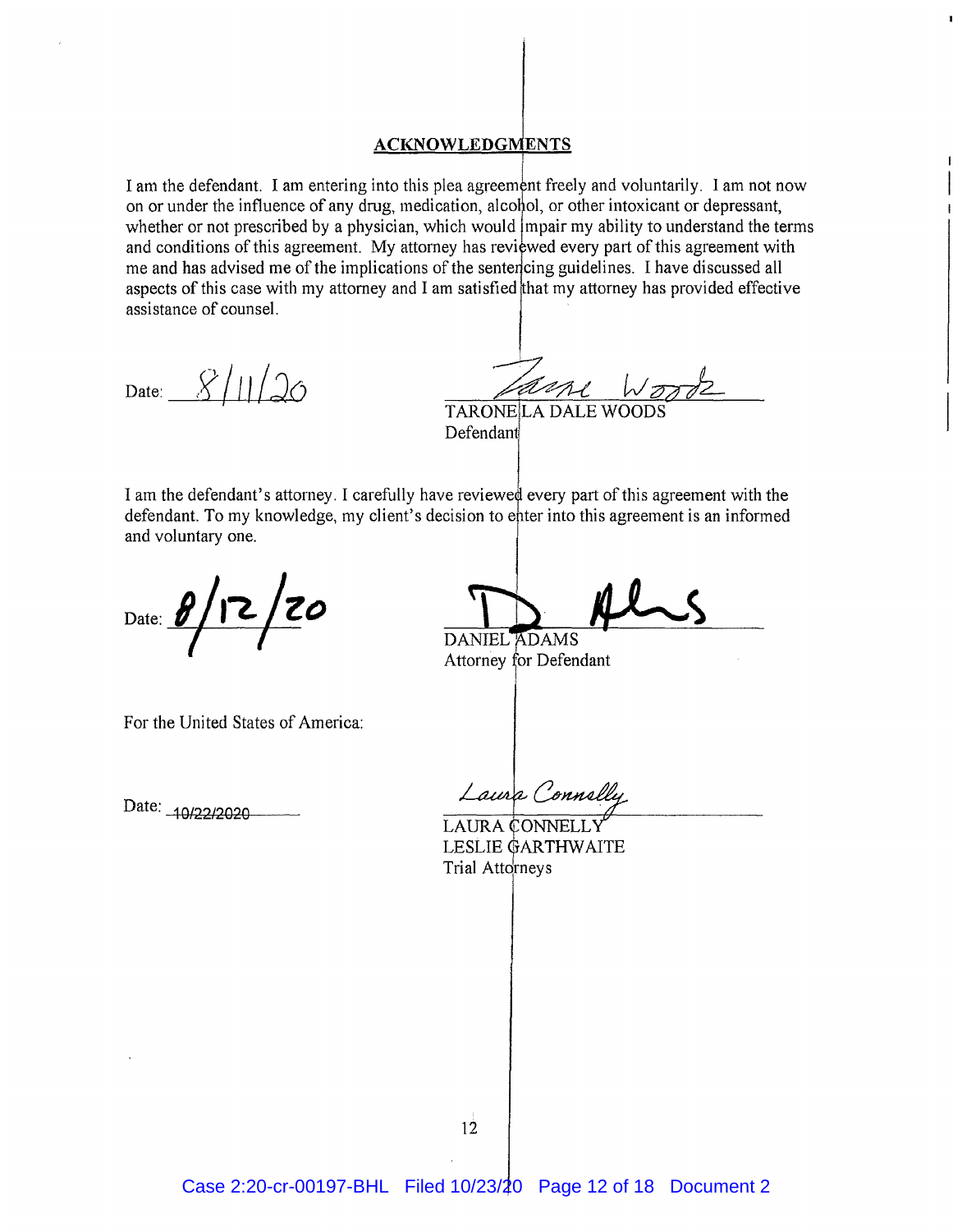## ACKNOWLEDGMENTS

I am the defendant. I am entering into this plea agreement freely and voluntarily. I am not now on or under the influence of any drug, medication, alcohol, or other intoxicant or depressant, whether or not prescribed by a physician, which would impair my ability to understand the terms and conditions of this agreement. My attorney has reviewed every part of this agreement with me and has advised me of the implications of the sentencing guidelines. I have discussed all aspects of this case with my attorney and I am satisfied that my attorney has provided effective assistance of counsel.

Date: 8/11/20

TARONELA DALE WOODS
Defendant

I am the defendant's attorney. I carefully have reviewed every part of this agreement with the defendant. To my knowledge, my client's decision to enter into this agreement is an informed and voluntary one.

Date: 8/12/20

DANIEL ADAMS
Attorney for Defendant

For the United States of America:

Date: 10/22/2020

LAURA CONNELLY
LESLIE GARTHWAITE
Trial Attorneys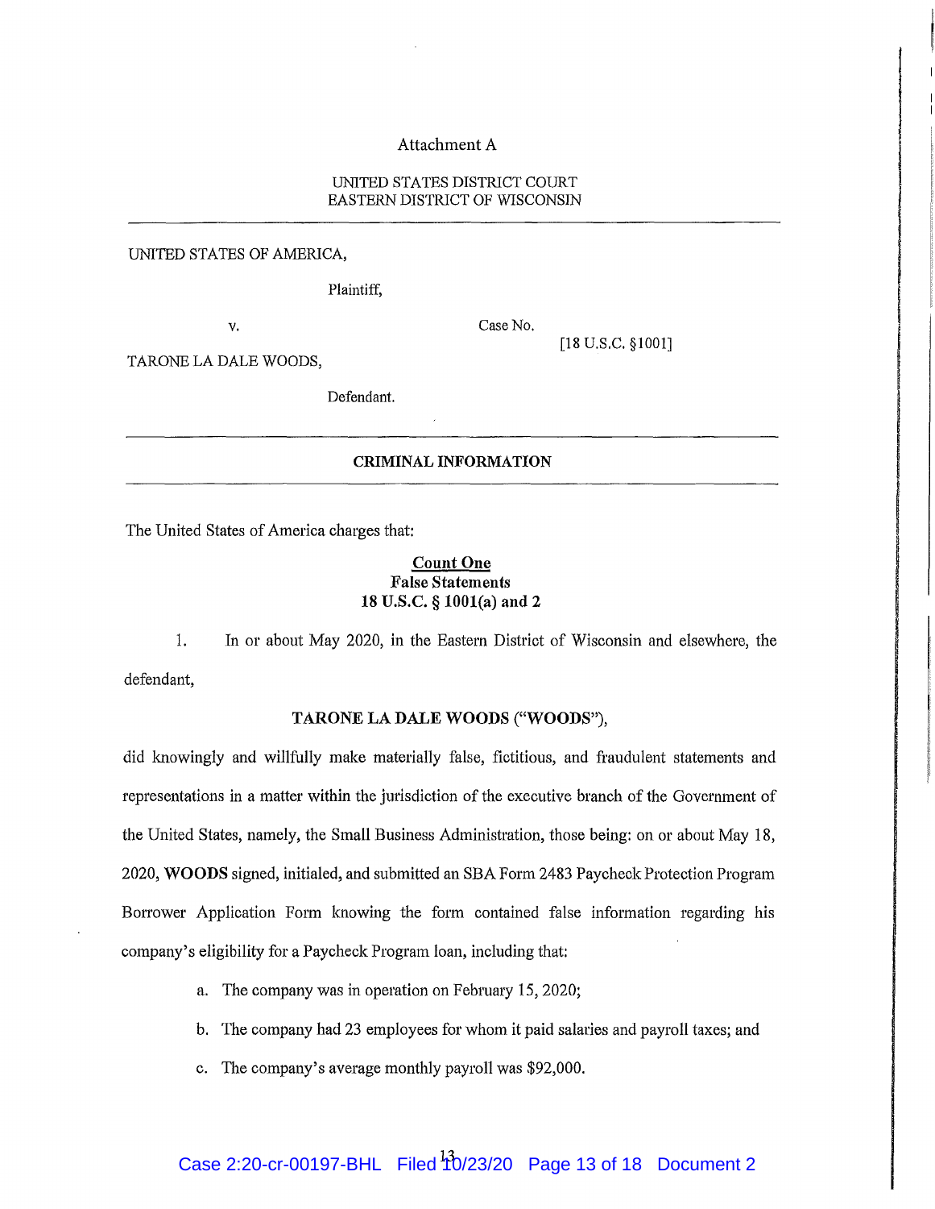Attachment A

UNITED STATES DISTRICT COURT
EASTERN DISTRICT OF WISCONSIN

---

UNITED STATES OF AMERICA,

Plaintiff,

v. Case No.

[18 U.S.C. §1001]

TARONE LA DALE WOODS,

Defendant.

---

**CRIMINAL INFORMATION**

---

The United States of America charges that:

**Count One**
**False Statements**
**18 U.S.C. § 1001(a) and 2**

1. In or about May 2020, in the Eastern District of Wisconsin and elsewhere, the defendant,

**TARONE LA DALE WOODS ("WOODS"),**

did knowingly and willfully make materially false, fictitious, and fraudulent statements and representations in a matter within the jurisdiction of the executive branch of the Government of the United States, namely, the Small Business Administration, those being: on or about May 18, 2020, **WOODS** signed, initialed, and submitted an SBA Form 2483 Paycheck Protection Program Borrower Application Form knowing the form contained false information regarding his company's eligibility for a Paycheck Program loan, including that:

a. The company was in operation on February 15, 2020;

b. The company had 23 employees for whom it paid salaries and payroll taxes; and

c. The company's average monthly payroll was $92,000.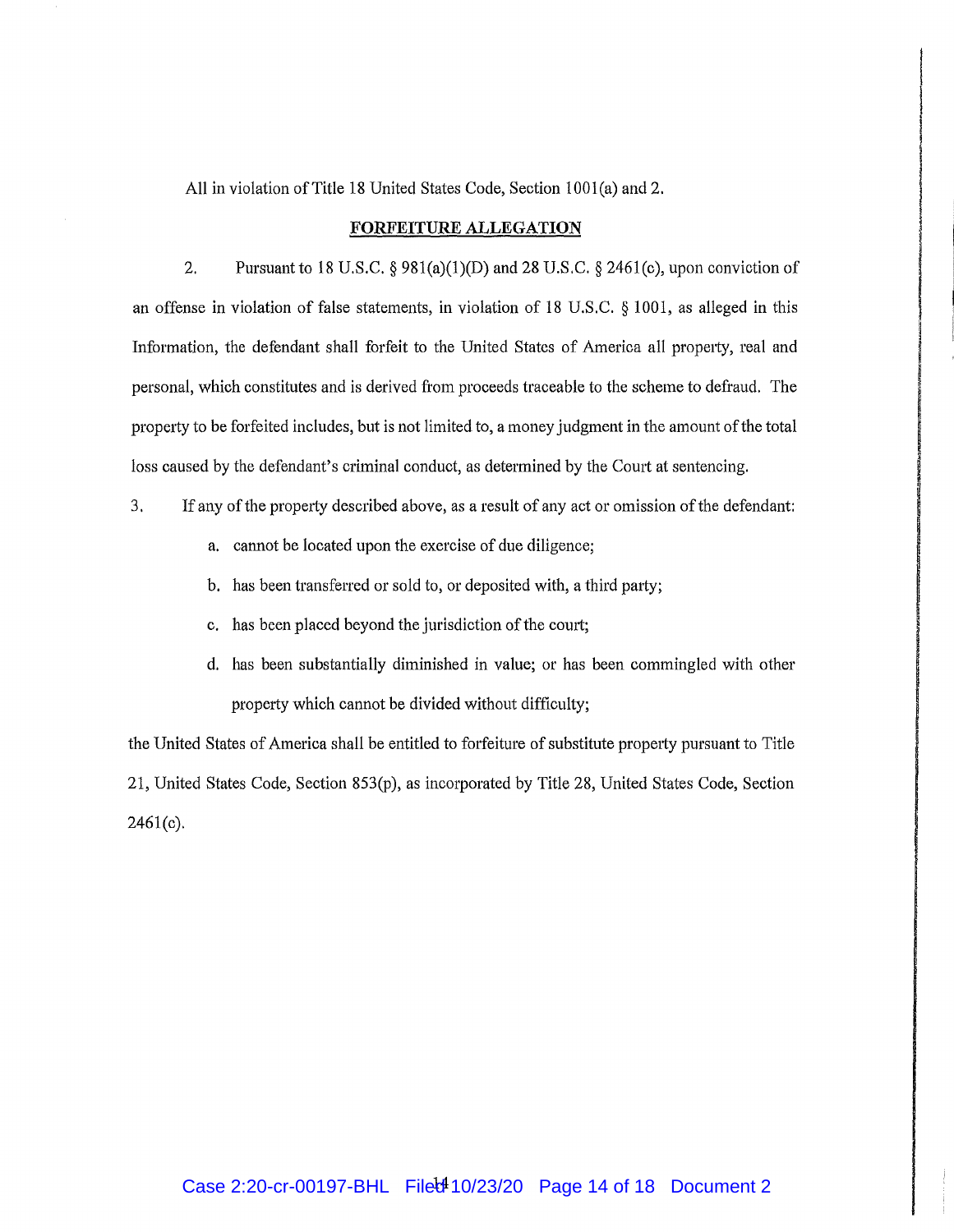All in violation of Title 18 United States Code, Section 1001(a) and 2.

## FORFEITURE ALLEGATION

2. Pursuant to 18 U.S.C. § 981(a)(1)(D) and 28 U.S.C. § 2461(c), upon conviction of an offense in violation of false statements, in violation of 18 U.S.C. § 1001, as alleged in this Information, the defendant shall forfeit to the United States of America all property, real and personal, which constitutes and is derived from proceeds traceable to the scheme to defraud. The property to be forfeited includes, but is not limited to, a money judgment in the amount of the total loss caused by the defendant's criminal conduct, as determined by the Court at sentencing.

3. If any of the property described above, as a result of any act or omission of the defendant:

   a. cannot be located upon the exercise of due diligence;

   b. has been transferred or sold to, or deposited with, a third party;

   c. has been placed beyond the jurisdiction of the court;

   d. has been substantially diminished in value; or has been commingled with other property which cannot be divided without difficulty;

the United States of America shall be entitled to forfeiture of substitute property pursuant to Title 21, United States Code, Section 853(p), as incorporated by Title 28, United States Code, Section 2461(c).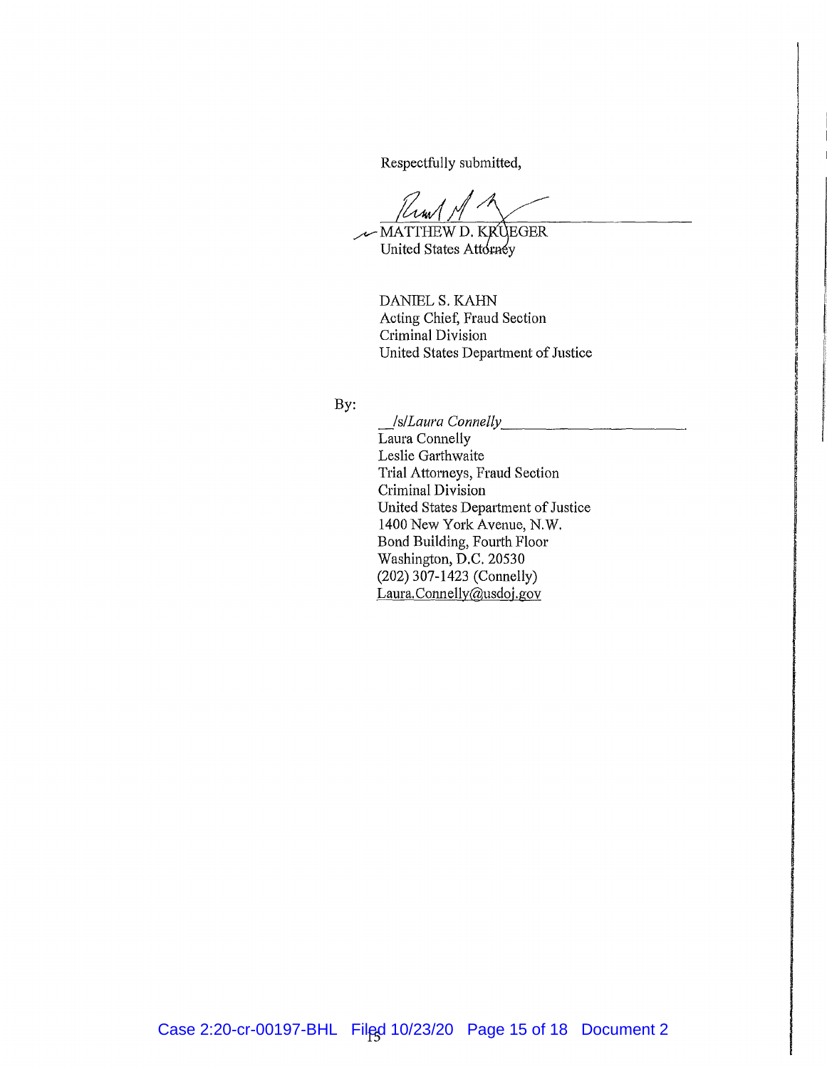Respectfully submitted,

MATTHEW D. KRUEGER
United States Attorney

DANIEL S. KAHN
Acting Chief, Fraud Section
Criminal Division
United States Department of Justice

By:

/s/Laura Connelly
Laura Connelly
Leslie Garthwaite
Trial Attorneys, Fraud Section
Criminal Division
United States Department of Justice
1400 New York Avenue, N.W.
Bond Building, Fourth Floor
Washington, D.C. 20530
(202) 307-1423 (Connelly)
Laura.Connelly@usdoj.gov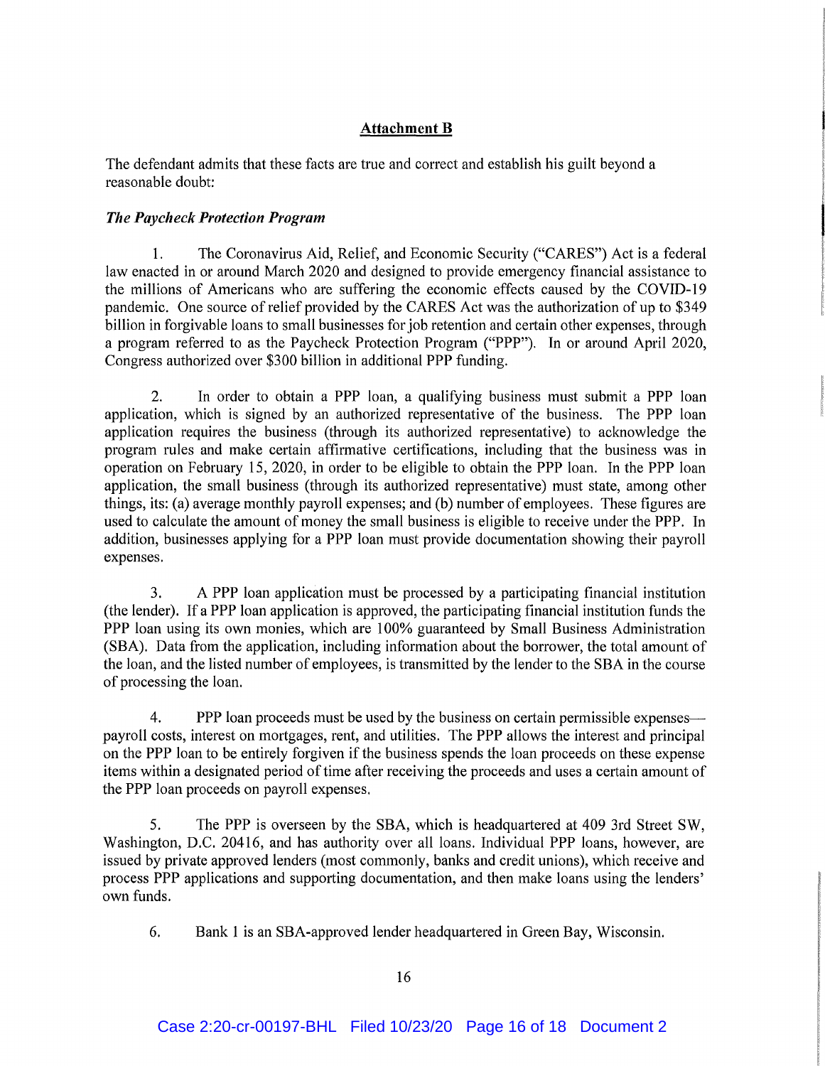## Attachment B

The defendant admits that these facts are true and correct and establish his guilt beyond a reasonable doubt:

### *The Paycheck Protection Program*

1. The Coronavirus Aid, Relief, and Economic Security ("CARES") Act is a federal law enacted in or around March 2020 and designed to provide emergency financial assistance to the millions of Americans who are suffering the economic effects caused by the COVID-19 pandemic. One source of relief provided by the CARES Act was the authorization of up to $349 billion in forgivable loans to small businesses for job retention and certain other expenses, through a program referred to as the Paycheck Protection Program ("PPP"). In or around April 2020, Congress authorized over $300 billion in additional PPP funding.

2. In order to obtain a PPP loan, a qualifying business must submit a PPP loan application, which is signed by an authorized representative of the business. The PPP loan application requires the business (through its authorized representative) to acknowledge the program rules and make certain affirmative certifications, including that the business was in operation on February 15, 2020, in order to be eligible to obtain the PPP loan. In the PPP loan application, the small business (through its authorized representative) must state, among other things, its: (a) average monthly payroll expenses; and (b) number of employees. These figures are used to calculate the amount of money the small business is eligible to receive under the PPP. In addition, businesses applying for a PPP loan must provide documentation showing their payroll expenses.

3. A PPP loan application must be processed by a participating financial institution (the lender). If a PPP loan application is approved, the participating financial institution funds the PPP loan using its own monies, which are 100% guaranteed by Small Business Administration (SBA). Data from the application, including information about the borrower, the total amount of the loan, and the listed number of employees, is transmitted by the lender to the SBA in the course of processing the loan.

4. PPP loan proceeds must be used by the business on certain permissible expenses—payroll costs, interest on mortgages, rent, and utilities. The PPP allows the interest and principal on the PPP loan to be entirely forgiven if the business spends the loan proceeds on these expense items within a designated period of time after receiving the proceeds and uses a certain amount of the PPP loan proceeds on payroll expenses.

5. The PPP is overseen by the SBA, which is headquartered at 409 3rd Street SW, Washington, D.C. 20416, and has authority over all loans. Individual PPP loans, however, are issued by private approved lenders (most commonly, banks and credit unions), which receive and process PPP applications and supporting documentation, and then make loans using the lenders' own funds.

6. Bank 1 is an SBA-approved lender headquartered in Green Bay, Wisconsin.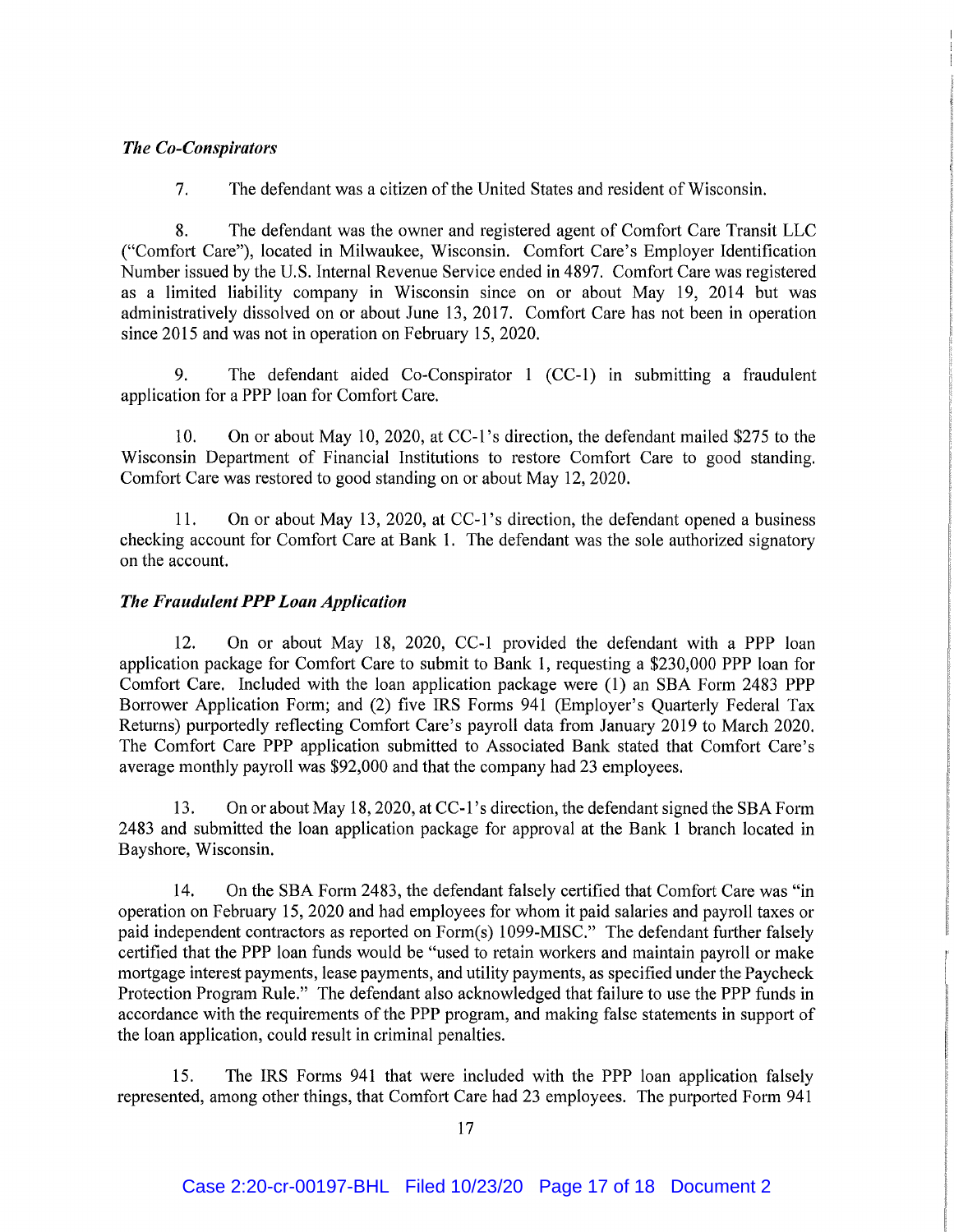### *The Co-Conspirators*

7. The defendant was a citizen of the United States and resident of Wisconsin.

8. The defendant was the owner and registered agent of Comfort Care Transit LLC ("Comfort Care"), located in Milwaukee, Wisconsin. Comfort Care's Employer Identification Number issued by the U.S. Internal Revenue Service ended in 4897. Comfort Care was registered as a limited liability company in Wisconsin since on or about May 19, 2014 but was administratively dissolved on or about June 13, 2017. Comfort Care has not been in operation since 2015 and was not in operation on February 15, 2020.

9. The defendant aided Co-Conspirator 1 (CC-1) in submitting a fraudulent application for a PPP loan for Comfort Care.

10. On or about May 10, 2020, at CC-1's direction, the defendant mailed $275 to the Wisconsin Department of Financial Institutions to restore Comfort Care to good standing. Comfort Care was restored to good standing on or about May 12, 2020.

11. On or about May 13, 2020, at CC-1's direction, the defendant opened a business checking account for Comfort Care at Bank 1. The defendant was the sole authorized signatory on the account.

### *The Fraudulent PPP Loan Application*

12. On or about May 18, 2020, CC-1 provided the defendant with a PPP loan application package for Comfort Care to submit to Bank 1, requesting a $230,000 PPP loan for Comfort Care. Included with the loan application package were (1) an SBA Form 2483 PPP Borrower Application Form; and (2) five IRS Forms 941 (Employer's Quarterly Federal Tax Returns) purportedly reflecting Comfort Care's payroll data from January 2019 to March 2020. The Comfort Care PPP application submitted to Associated Bank stated that Comfort Care's average monthly payroll was $92,000 and that the company had 23 employees.

13. On or about May 18, 2020, at CC-1's direction, the defendant signed the SBA Form 2483 and submitted the loan application package for approval at the Bank 1 branch located in Bayshore, Wisconsin.

14. On the SBA Form 2483, the defendant falsely certified that Comfort Care was "in operation on February 15, 2020 and had employees for whom it paid salaries and payroll taxes or paid independent contractors as reported on Form(s) 1099-MISC." The defendant further falsely certified that the PPP loan funds would be "used to retain workers and maintain payroll or make mortgage interest payments, lease payments, and utility payments, as specified under the Paycheck Protection Program Rule." The defendant also acknowledged that failure to use the PPP funds in accordance with the requirements of the PPP program, and making false statements in support of the loan application, could result in criminal penalties.

15. The IRS Forms 941 that were included with the PPP loan application falsely represented, among other things, that Comfort Care had 23 employees. The purported Form 941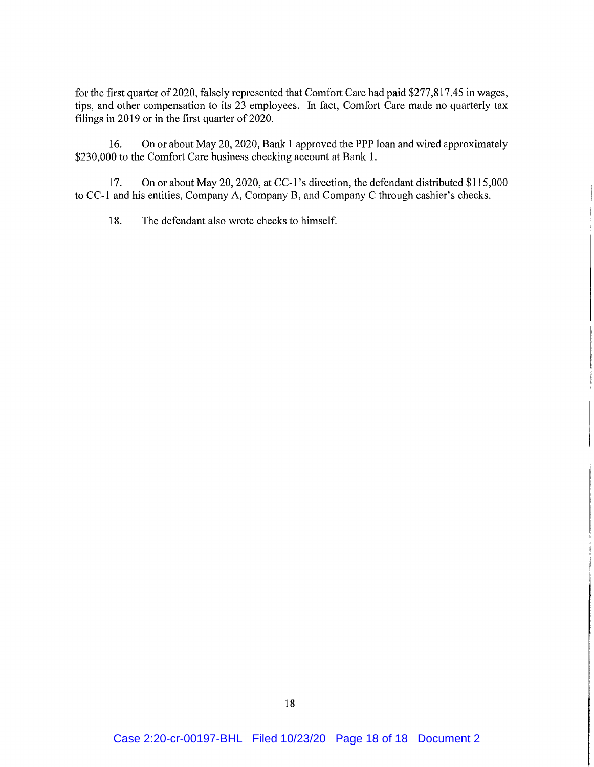for the first quarter of 2020, falsely represented that Comfort Care had paid $277,817.45 in wages, tips, and other compensation to its 23 employees. In fact, Comfort Care made no quarterly tax filings in 2019 or in the first quarter of 2020.

16. On or about May 20, 2020, Bank 1 approved the PPP loan and wired approximately $230,000 to the Comfort Care business checking account at Bank 1.

17. On or about May 20, 2020, at CC-1's direction, the defendant distributed $115,000 to CC-1 and his entities, Company A, Company B, and Company C through cashier's checks.

18. The defendant also wrote checks to himself.